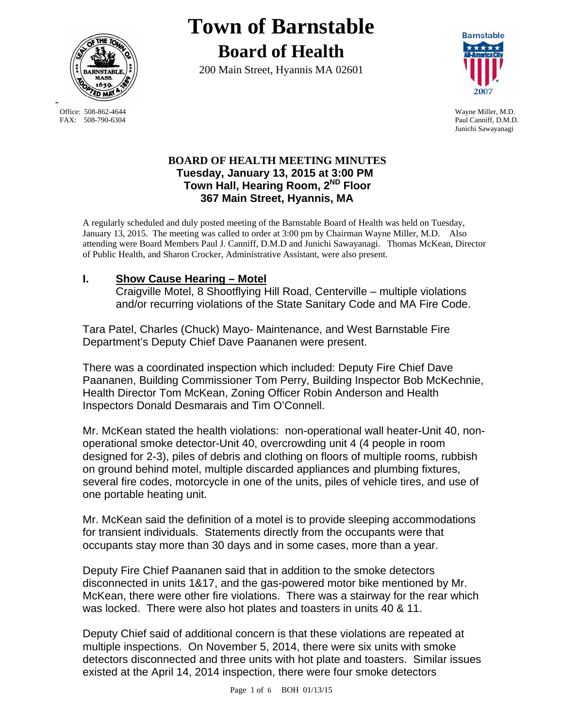# Town of Barnstable
## Board of Health

200 Main Street, Hyannis MA 02601

Office: 508-862-4644
FAX: 508-790-6304

Wayne Miller, M.D.
Paul Canniff, D.M.D.
Junichi Sawayanagi

**BOARD OF HEALTH MEETING MINUTES**
**Tuesday, January 13, 2015 at 3:00 PM**
**Town Hall, Hearing Room, 2ND Floor**
**367 Main Street, Hyannis, MA**

A regularly scheduled and duly posted meeting of the Barnstable Board of Health was held on Tuesday, January 13, 2015. The meeting was called to order at 3:00 pm by Chairman Wayne Miller, M.D. Also attending were Board Members Paul J. Canniff, D.M.D and Junichi Sawayanagi. Thomas McKean, Director of Public Health, and Sharon Crocker, Administrative Assistant, were also present.

## I. Show Cause Hearing – Motel

Craigville Motel, 8 Shootflying Hill Road, Centerville – multiple violations and/or recurring violations of the State Sanitary Code and MA Fire Code.

Tara Patel, Charles (Chuck) Mayo- Maintenance, and West Barnstable Fire Department's Deputy Chief Dave Paananen were present.

There was a coordinated inspection which included: Deputy Fire Chief Dave Paananen, Building Commissioner Tom Perry, Building Inspector Bob McKechnie, Health Director Tom McKean, Zoning Officer Robin Anderson and Health Inspectors Donald Desmarais and Tim O'Connell.

Mr. McKean stated the health violations: non-operational wall heater-Unit 40, non-operational smoke detector-Unit 40, overcrowding unit 4 (4 people in room designed for 2-3), piles of debris and clothing on floors of multiple rooms, rubbish on ground behind motel, multiple discarded appliances and plumbing fixtures, several fire codes, motorcycle in one of the units, piles of vehicle tires, and use of one portable heating unit.

Mr. McKean said the definition of a motel is to provide sleeping accommodations for transient individuals. Statements directly from the occupants were that occupants stay more than 30 days and in some cases, more than a year.

Deputy Fire Chief Paananen said that in addition to the smoke detectors disconnected in units 1&17, and the gas-powered motor bike mentioned by Mr. McKean, there were other fire violations. There was a stairway for the rear which was locked. There were also hot plates and toasters in units 40 & 11.

Deputy Chief said of additional concern is that these violations are repeated at multiple inspections. On November 5, 2014, there were six units with smoke detectors disconnected and three units with hot plate and toasters. Similar issues existed at the April 14, 2014 inspection, there were four smoke detectors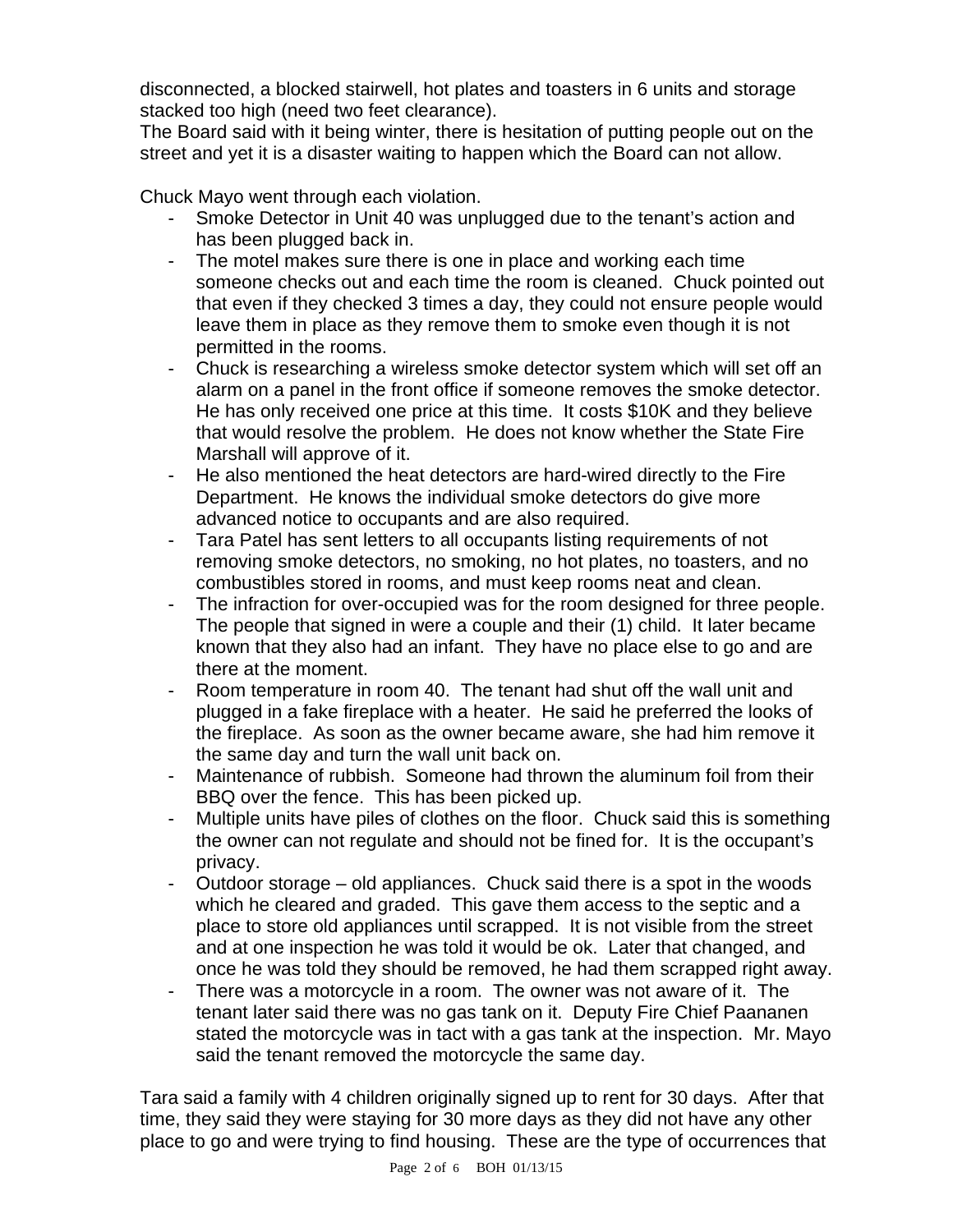disconnected, a blocked stairwell, hot plates and toasters in 6 units and storage stacked too high (need two feet clearance).
The Board said with it being winter, there is hesitation of putting people out on the street and yet it is a disaster waiting to happen which the Board can not allow.

Chuck Mayo went through each violation.

- Smoke Detector in Unit 40 was unplugged due to the tenant's action and has been plugged back in.
- The motel makes sure there is one in place and working each time someone checks out and each time the room is cleaned. Chuck pointed out that even if they checked 3 times a day, they could not ensure people would leave them in place as they remove them to smoke even though it is not permitted in the rooms.
- Chuck is researching a wireless smoke detector system which will set off an alarm on a panel in the front office if someone removes the smoke detector. He has only received one price at this time. It costs $10K and they believe that would resolve the problem. He does not know whether the State Fire Marshall will approve of it.
- He also mentioned the heat detectors are hard-wired directly to the Fire Department. He knows the individual smoke detectors do give more advanced notice to occupants and are also required.
- Tara Patel has sent letters to all occupants listing requirements of not removing smoke detectors, no smoking, no hot plates, no toasters, and no combustibles stored in rooms, and must keep rooms neat and clean.
- The infraction for over-occupied was for the room designed for three people. The people that signed in were a couple and their (1) child. It later became known that they also had an infant. They have no place else to go and are there at the moment.
- Room temperature in room 40. The tenant had shut off the wall unit and plugged in a fake fireplace with a heater. He said he preferred the looks of the fireplace. As soon as the owner became aware, she had him remove it the same day and turn the wall unit back on.
- Maintenance of rubbish. Someone had thrown the aluminum foil from their BBQ over the fence. This has been picked up.
- Multiple units have piles of clothes on the floor. Chuck said this is something the owner can not regulate and should not be fined for. It is the occupant's privacy.
- Outdoor storage – old appliances. Chuck said there is a spot in the woods which he cleared and graded. This gave them access to the septic and a place to store old appliances until scrapped. It is not visible from the street and at one inspection he was told it would be ok. Later that changed, and once he was told they should be removed, he had them scrapped right away.
- There was a motorcycle in a room. The owner was not aware of it. The tenant later said there was no gas tank on it. Deputy Fire Chief Paananen stated the motorcycle was in tact with a gas tank at the inspection. Mr. Mayo said the tenant removed the motorcycle the same day.

Tara said a family with 4 children originally signed up to rent for 30 days. After that time, they said they were staying for 30 more days as they did not have any other place to go and were trying to find housing. These are the type of occurrences that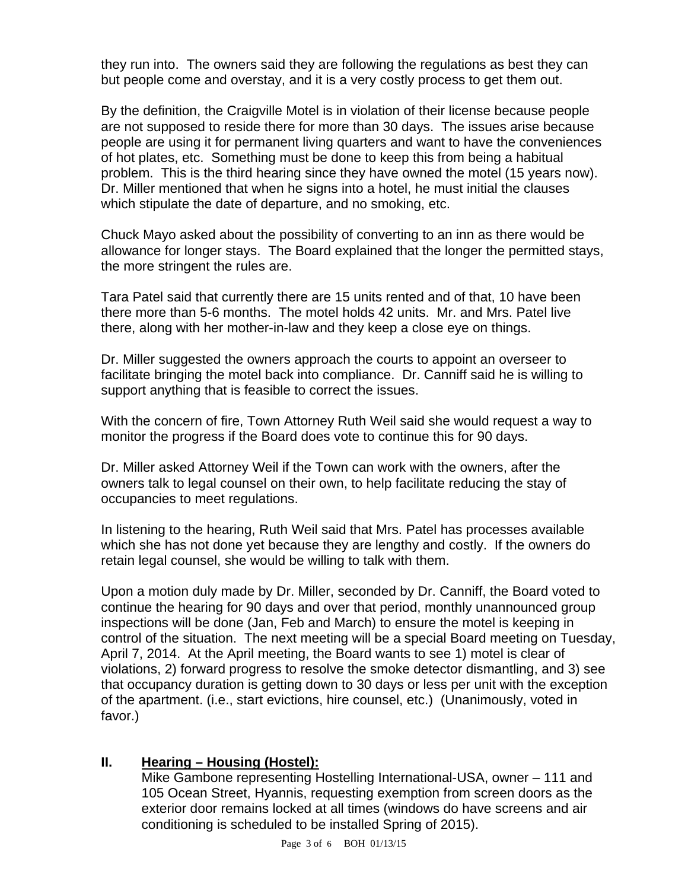they run into. The owners said they are following the regulations as best they can but people come and overstay, and it is a very costly process to get them out.

By the definition, the Craigville Motel is in violation of their license because people are not supposed to reside there for more than 30 days. The issues arise because people are using it for permanent living quarters and want to have the conveniences of hot plates, etc. Something must be done to keep this from being a habitual problem. This is the third hearing since they have owned the motel (15 years now). Dr. Miller mentioned that when he signs into a hotel, he must initial the clauses which stipulate the date of departure, and no smoking, etc.

Chuck Mayo asked about the possibility of converting to an inn as there would be allowance for longer stays. The Board explained that the longer the permitted stays, the more stringent the rules are.

Tara Patel said that currently there are 15 units rented and of that, 10 have been there more than 5-6 months. The motel holds 42 units. Mr. and Mrs. Patel live there, along with her mother-in-law and they keep a close eye on things.

Dr. Miller suggested the owners approach the courts to appoint an overseer to facilitate bringing the motel back into compliance. Dr. Canniff said he is willing to support anything that is feasible to correct the issues.

With the concern of fire, Town Attorney Ruth Weil said she would request a way to monitor the progress if the Board does vote to continue this for 90 days.

Dr. Miller asked Attorney Weil if the Town can work with the owners, after the owners talk to legal counsel on their own, to help facilitate reducing the stay of occupancies to meet regulations.

In listening to the hearing, Ruth Weil said that Mrs. Patel has processes available which she has not done yet because they are lengthy and costly. If the owners do retain legal counsel, she would be willing to talk with them.

Upon a motion duly made by Dr. Miller, seconded by Dr. Canniff, the Board voted to continue the hearing for 90 days and over that period, monthly unannounced group inspections will be done (Jan, Feb and March) to ensure the motel is keeping in control of the situation. The next meeting will be a special Board meeting on Tuesday, April 7, 2014. At the April meeting, the Board wants to see 1) motel is clear of violations, 2) forward progress to resolve the smoke detector dismantling, and 3) see that occupancy duration is getting down to 30 days or less per unit with the exception of the apartment. (i.e., start evictions, hire counsel, etc.) (Unanimously, voted in favor.)

## II. Hearing – Housing (Hostel):

Mike Gambone representing Hostelling International-USA, owner – 111 and 105 Ocean Street, Hyannis, requesting exemption from screen doors as the exterior door remains locked at all times (windows do have screens and air conditioning is scheduled to be installed Spring of 2015).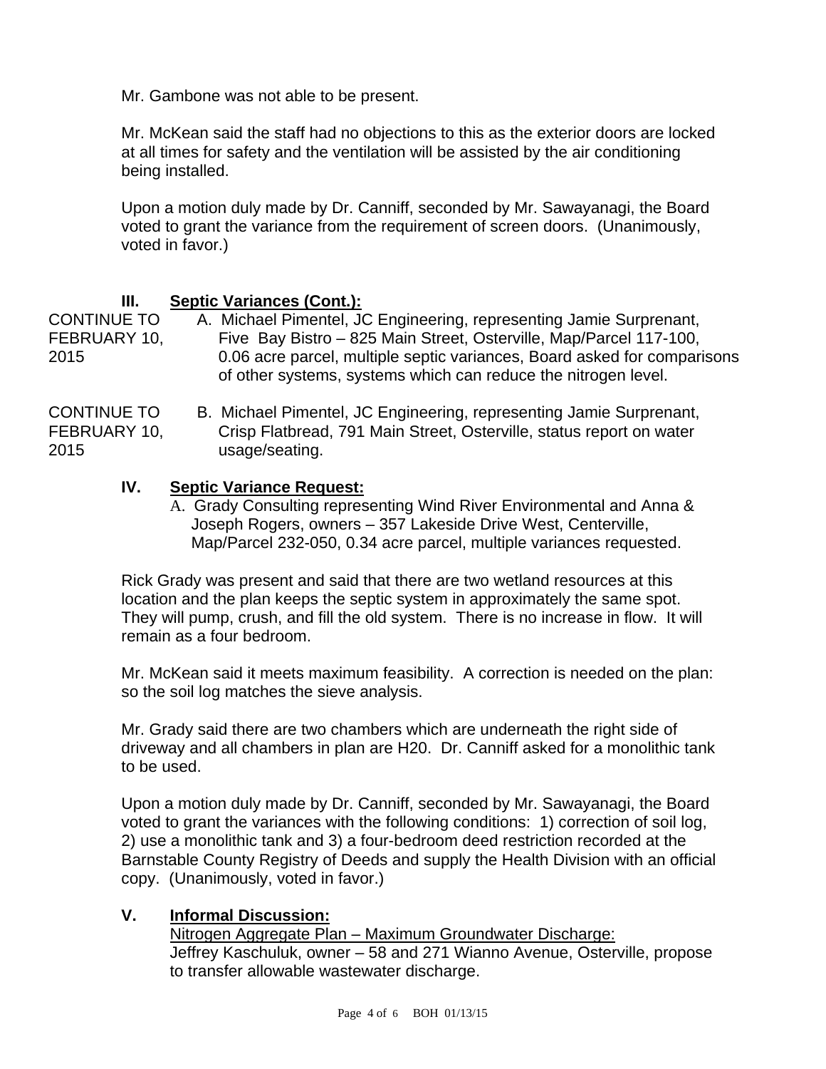Mr. Gambone was not able to be present.

Mr. McKean said the staff had no objections to this as the exterior doors are locked at all times for safety and the ventilation will be assisted by the air conditioning being installed.

Upon a motion duly made by Dr. Canniff, seconded by Mr. Sawayanagi, the Board voted to grant the variance from the requirement of screen doors. (Unanimously, voted in favor.)

## III. Septic Variances (Cont.):

CONTINUE TO FEBRUARY 10, 2015

A. Michael Pimentel, JC Engineering, representing Jamie Surprenant, Five Bay Bistro – 825 Main Street, Osterville, Map/Parcel 117-100, 0.06 acre parcel, multiple septic variances, Board asked for comparisons of other systems, systems which can reduce the nitrogen level.

CONTINUE TO FEBRUARY 10, 2015

B. Michael Pimentel, JC Engineering, representing Jamie Surprenant, Crisp Flatbread, 791 Main Street, Osterville, status report on water usage/seating.

## IV. Septic Variance Request:

A. Grady Consulting representing Wind River Environmental and Anna & Joseph Rogers, owners – 357 Lakeside Drive West, Centerville, Map/Parcel 232-050, 0.34 acre parcel, multiple variances requested.

Rick Grady was present and said that there are two wetland resources at this location and the plan keeps the septic system in approximately the same spot. They will pump, crush, and fill the old system. There is no increase in flow. It will remain as a four bedroom.

Mr. McKean said it meets maximum feasibility. A correction is needed on the plan: so the soil log matches the sieve analysis.

Mr. Grady said there are two chambers which are underneath the right side of driveway and all chambers in plan are H20. Dr. Canniff asked for a monolithic tank to be used.

Upon a motion duly made by Dr. Canniff, seconded by Mr. Sawayanagi, the Board voted to grant the variances with the following conditions: 1) correction of soil log, 2) use a monolithic tank and 3) a four-bedroom deed restriction recorded at the Barnstable County Registry of Deeds and supply the Health Division with an official copy. (Unanimously, voted in favor.)

## V. Informal Discussion:

Nitrogen Aggregate Plan – Maximum Groundwater Discharge:
Jeffrey Kaschuluk, owner – 58 and 271 Wianno Avenue, Osterville, propose to transfer allowable wastewater discharge.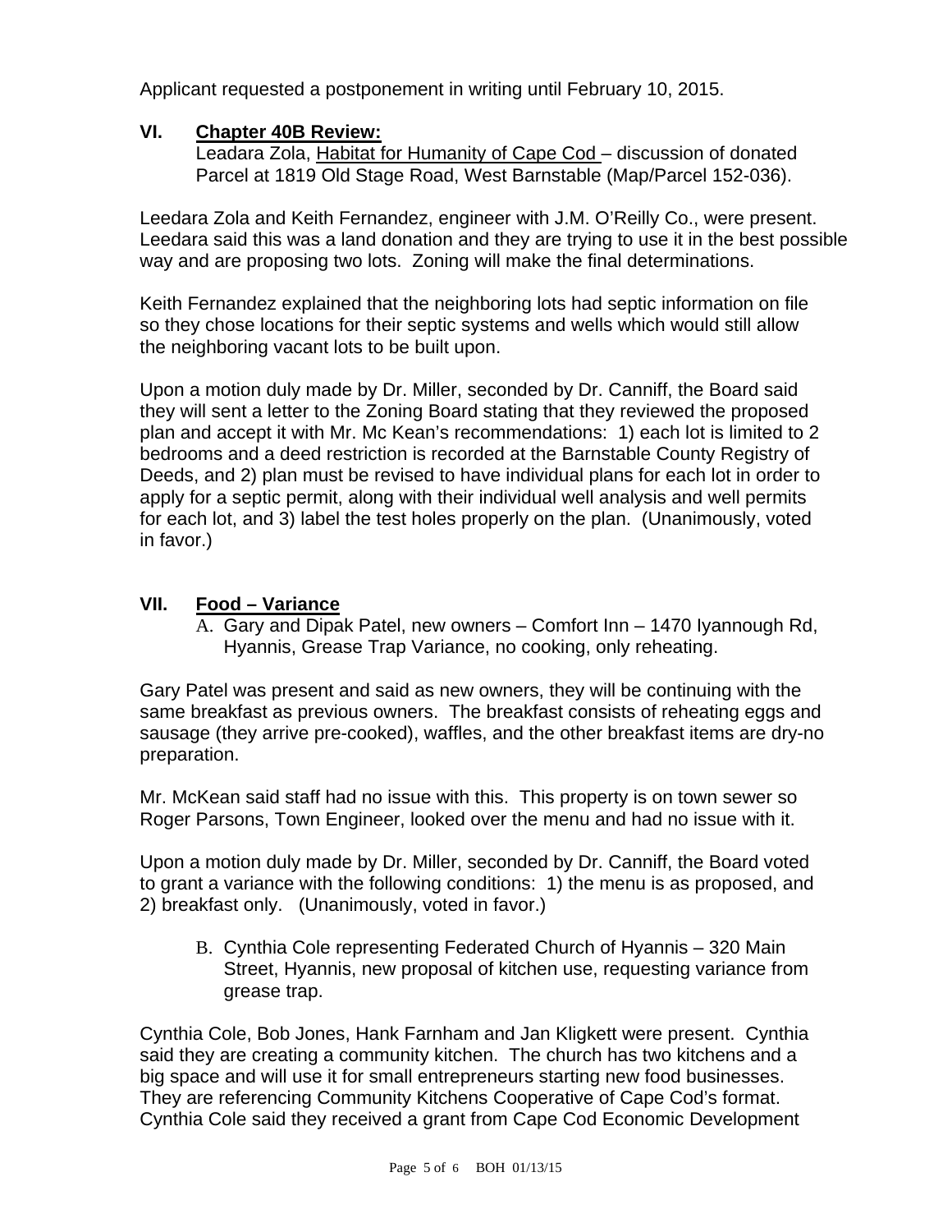Applicant requested a postponement in writing until February 10, 2015.

## VI. Chapter 40B Review:

Leadara Zola, Habitat for Humanity of Cape Cod – discussion of donated Parcel at 1819 Old Stage Road, West Barnstable (Map/Parcel 152-036).

Leedara Zola and Keith Fernandez, engineer with J.M. O'Reilly Co., were present. Leedara said this was a land donation and they are trying to use it in the best possible way and are proposing two lots. Zoning will make the final determinations.

Keith Fernandez explained that the neighboring lots had septic information on file so they chose locations for their septic systems and wells which would still allow the neighboring vacant lots to be built upon.

Upon a motion duly made by Dr. Miller, seconded by Dr. Canniff, the Board said they will sent a letter to the Zoning Board stating that they reviewed the proposed plan and accept it with Mr. Mc Kean's recommendations: 1) each lot is limited to 2 bedrooms and a deed restriction is recorded at the Barnstable County Registry of Deeds, and 2) plan must be revised to have individual plans for each lot in order to apply for a septic permit, along with their individual well analysis and well permits for each lot, and 3) label the test holes properly on the plan. (Unanimously, voted in favor.)

## VII. Food – Variance

A. Gary and Dipak Patel, new owners – Comfort Inn – 1470 Iyannough Rd, Hyannis, Grease Trap Variance, no cooking, only reheating.

Gary Patel was present and said as new owners, they will be continuing with the same breakfast as previous owners. The breakfast consists of reheating eggs and sausage (they arrive pre-cooked), waffles, and the other breakfast items are dry-no preparation.

Mr. McKean said staff had no issue with this. This property is on town sewer so Roger Parsons, Town Engineer, looked over the menu and had no issue with it.

Upon a motion duly made by Dr. Miller, seconded by Dr. Canniff, the Board voted to grant a variance with the following conditions: 1) the menu is as proposed, and 2) breakfast only. (Unanimously, voted in favor.)

B. Cynthia Cole representing Federated Church of Hyannis – 320 Main Street, Hyannis, new proposal of kitchen use, requesting variance from grease trap.

Cynthia Cole, Bob Jones, Hank Farnham and Jan Kligkett were present. Cynthia said they are creating a community kitchen. The church has two kitchens and a big space and will use it for small entrepreneurs starting new food businesses. They are referencing Community Kitchens Cooperative of Cape Cod's format. Cynthia Cole said they received a grant from Cape Cod Economic Development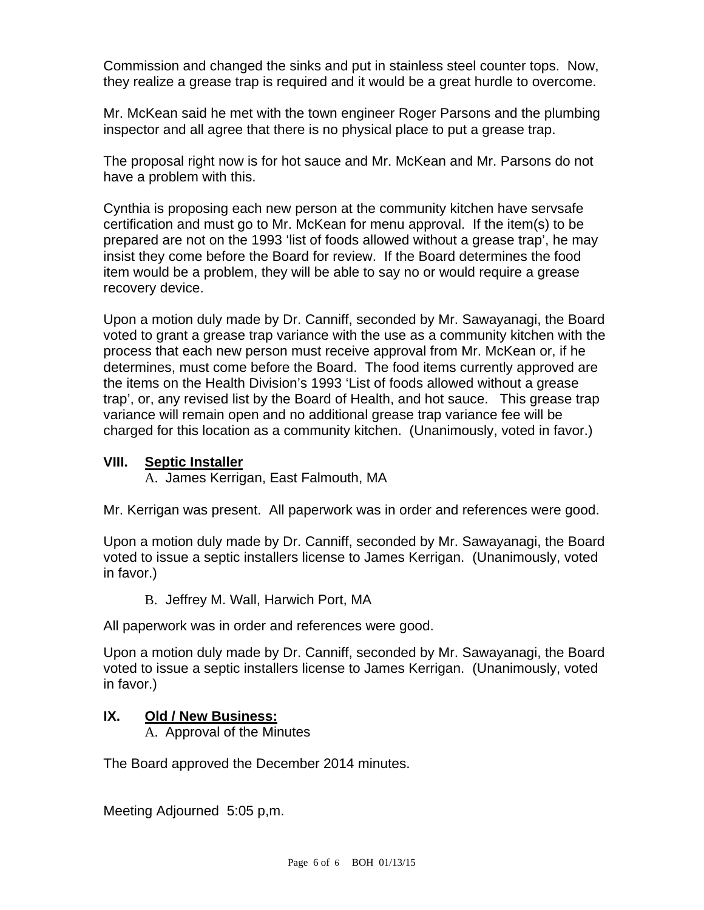Commission and changed the sinks and put in stainless steel counter tops. Now, they realize a grease trap is required and it would be a great hurdle to overcome.

Mr. McKean said he met with the town engineer Roger Parsons and the plumbing inspector and all agree that there is no physical place to put a grease trap.

The proposal right now is for hot sauce and Mr. McKean and Mr. Parsons do not have a problem with this.

Cynthia is proposing each new person at the community kitchen have servsafe certification and must go to Mr. McKean for menu approval. If the item(s) to be prepared are not on the 1993 'list of foods allowed without a grease trap', he may insist they come before the Board for review. If the Board determines the food item would be a problem, they will be able to say no or would require a grease recovery device.

Upon a motion duly made by Dr. Canniff, seconded by Mr. Sawayanagi, the Board voted to grant a grease trap variance with the use as a community kitchen with the process that each new person must receive approval from Mr. McKean or, if he determines, must come before the Board. The food items currently approved are the items on the Health Division's 1993 'List of foods allowed without a grease trap', or, any revised list by the Board of Health, and hot sauce. This grease trap variance will remain open and no additional grease trap variance fee will be charged for this location as a community kitchen. (Unanimously, voted in favor.)

## VIII. Septic Installer

A. James Kerrigan, East Falmouth, MA

Mr. Kerrigan was present. All paperwork was in order and references were good.

Upon a motion duly made by Dr. Canniff, seconded by Mr. Sawayanagi, the Board voted to issue a septic installers license to James Kerrigan. (Unanimously, voted in favor.)

B. Jeffrey M. Wall, Harwich Port, MA

All paperwork was in order and references were good.

Upon a motion duly made by Dr. Canniff, seconded by Mr. Sawayanagi, the Board voted to issue a septic installers license to James Kerrigan. (Unanimously, voted in favor.)

## IX. Old / New Business:

A. Approval of the Minutes

The Board approved the December 2014 minutes.

Meeting Adjourned 5:05 p,m.